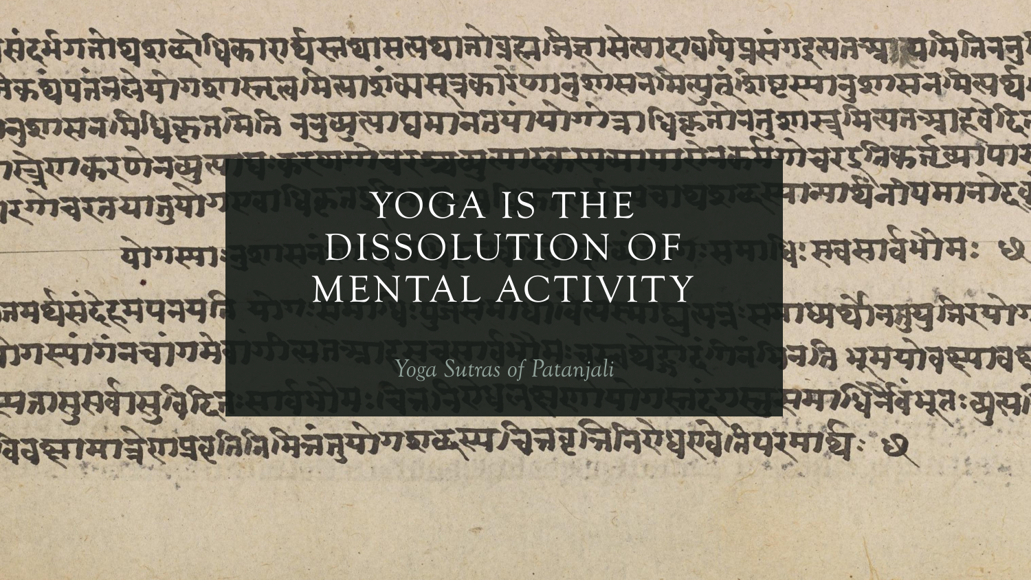# YOGA IS THE DISSOLUTION OF MENTAL ACTIVITY

*Yoga Sutras of Patanjali*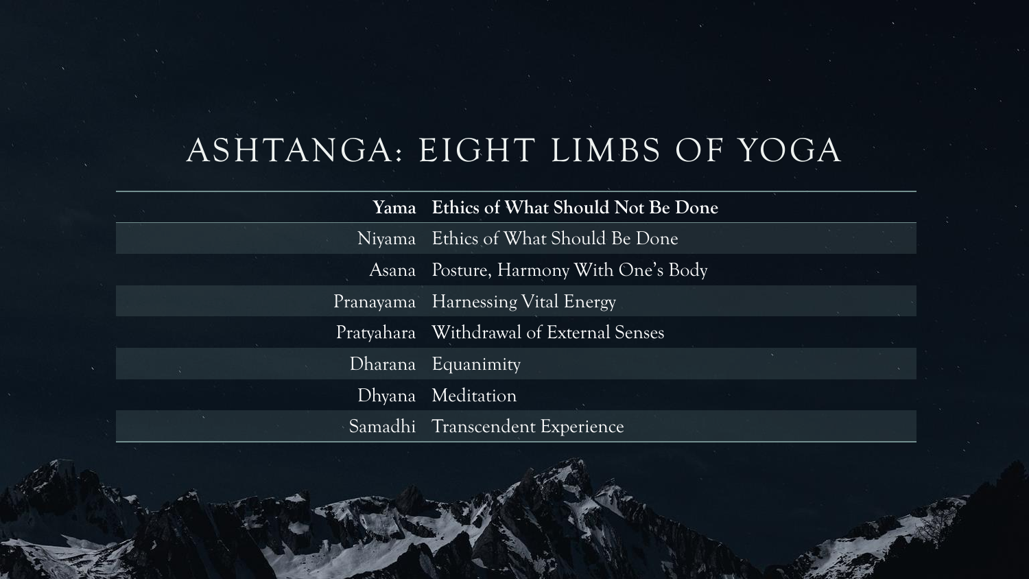# ASHTANGA: EIGHT LIMBS OF YOGA

| Yama | Ethics of What Should Not Be Done |
|---|---|
| Niyama | Ethics of What Should Be Done |
| Asana | Posture, Harmony With One's Body |
| Pranayama | Harnessing Vital Energy |
| Pratyahara | Withdrawal of External Senses |
| Dharana | Equanimity |
| Dhyana | Meditation |
| Samadhi | Transcendent Experience |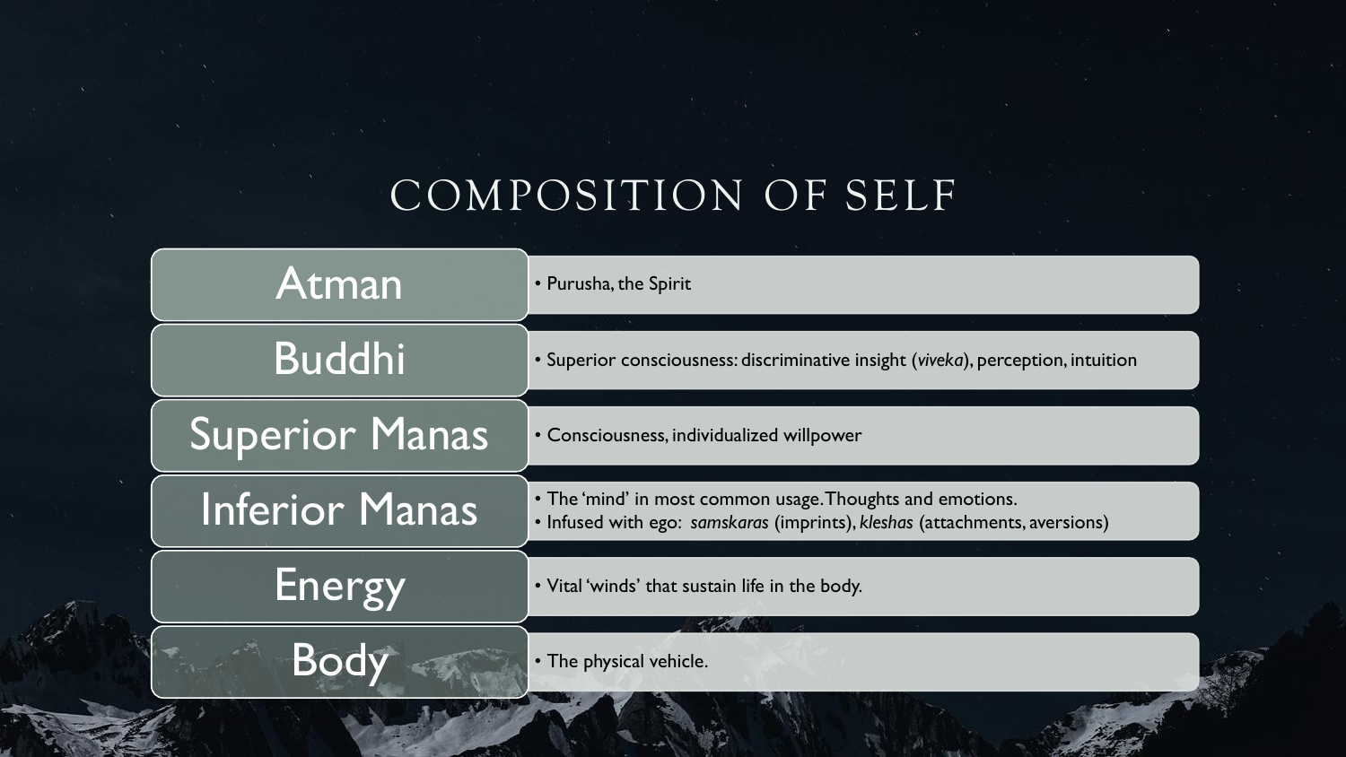# COMPOSITION OF SELF

| | |
|---|---|
| Atman | • Purusha, the Spirit |
| Buddhi | • Superior consciousness: discriminative insight (*viveka*), perception, intuition |
| Superior Manas | • Consciousness, individualized willpower |
| Inferior Manas | • The 'mind' in most common usage. Thoughts and emotions.<br>• Infused with ego: *samskaras* (imprints), *kleshas* (attachments, aversions) |
| Energy | • Vital 'winds' that sustain life in the body. |
| Body | • The physical vehicle. |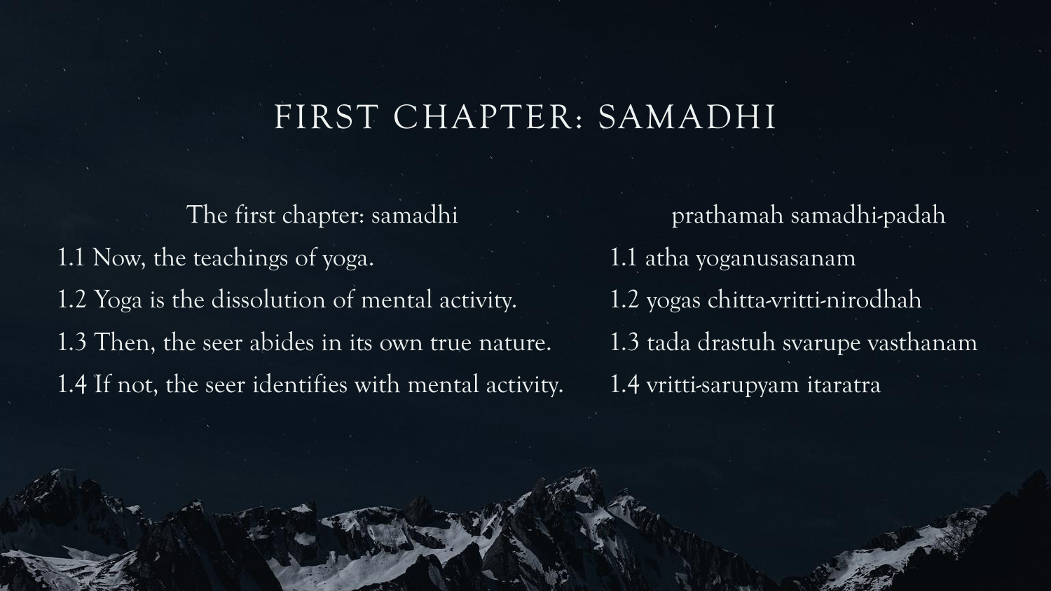# FIRST CHAPTER: SAMADHI

| The first chapter: samadhi | prathamah samadhi-padah |
|---|---|
| 1.1 Now, the teachings of yoga. | 1.1 atha yoganusasanam |
| 1.2 Yoga is the dissolution of mental activity. | 1.2 yogas chitta-vritti-nirodhah |
| 1.3 Then, the seer abides in its own true nature. | 1.3 tada drastuh svarupe vasthanam |
| 1.4 If not, the seer identifies with mental activity. | 1.4 vritti-sarupyam itaratra |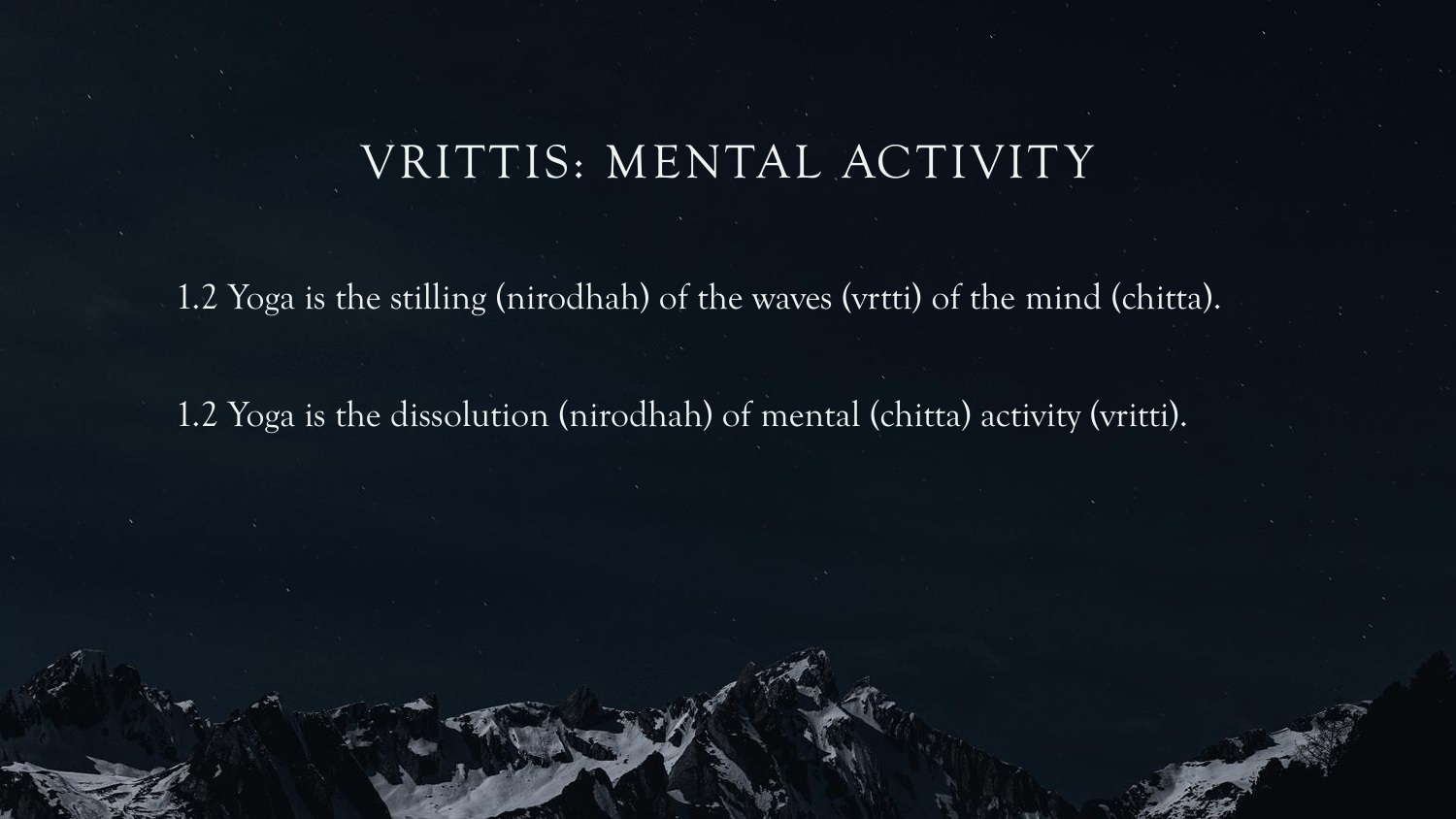# VRITTIS: MENTAL ACTIVITY

1.2 Yoga is the stilling (nirodhah) of the waves (vrtti) of the mind (chitta).

1.2 Yoga is the dissolution (nirodhah) of mental (chitta) activity (vritti).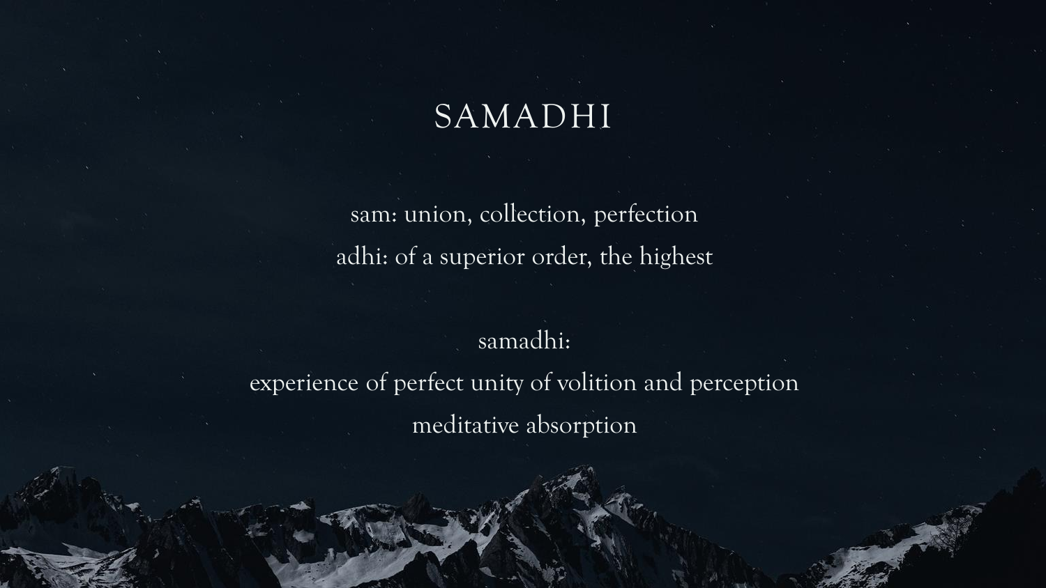# SAMADHI

sam: union, collection, perfection

adhi: of a superior order, the highest

samadhi:

experience of perfect unity of volition and perception

meditative absorption